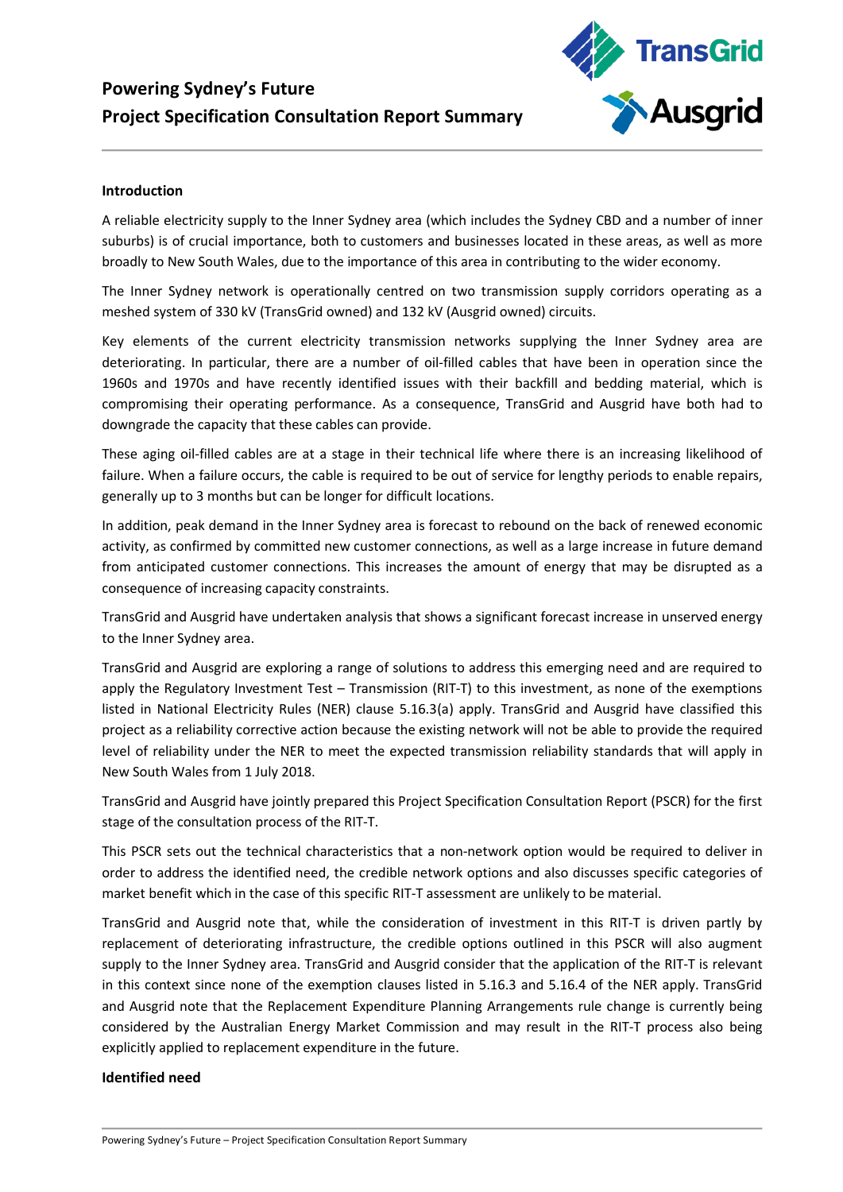# Powering Sydney's Future
## Project Specification Consultation Report Summary

### Introduction

A reliable electricity supply to the Inner Sydney area (which includes the Sydney CBD and a number of inner suburbs) is of crucial importance, both to customers and businesses located in these areas, as well as more broadly to New South Wales, due to the importance of this area in contributing to the wider economy.

The Inner Sydney network is operationally centred on two transmission supply corridors operating as a meshed system of 330 kV (TransGrid owned) and 132 kV (Ausgrid owned) circuits.

Key elements of the current electricity transmission networks supplying the Inner Sydney area are deteriorating. In particular, there are a number of oil-filled cables that have been in operation since the 1960s and 1970s and have recently identified issues with their backfill and bedding material, which is compromising their operating performance. As a consequence, TransGrid and Ausgrid have both had to downgrade the capacity that these cables can provide.

These aging oil-filled cables are at a stage in their technical life where there is an increasing likelihood of failure. When a failure occurs, the cable is required to be out of service for lengthy periods to enable repairs, generally up to 3 months but can be longer for difficult locations.

In addition, peak demand in the Inner Sydney area is forecast to rebound on the back of renewed economic activity, as confirmed by committed new customer connections, as well as a large increase in future demand from anticipated customer connections. This increases the amount of energy that may be disrupted as a consequence of increasing capacity constraints.

TransGrid and Ausgrid have undertaken analysis that shows a significant forecast increase in unserved energy to the Inner Sydney area.

TransGrid and Ausgrid are exploring a range of solutions to address this emerging need and are required to apply the Regulatory Investment Test – Transmission (RIT-T) to this investment, as none of the exemptions listed in National Electricity Rules (NER) clause 5.16.3(a) apply. TransGrid and Ausgrid have classified this project as a reliability corrective action because the existing network will not be able to provide the required level of reliability under the NER to meet the expected transmission reliability standards that will apply in New South Wales from 1 July 2018.

TransGrid and Ausgrid have jointly prepared this Project Specification Consultation Report (PSCR) for the first stage of the consultation process of the RIT-T.

This PSCR sets out the technical characteristics that a non-network option would be required to deliver in order to address the identified need, the credible network options and also discusses specific categories of market benefit which in the case of this specific RIT-T assessment are unlikely to be material.

TransGrid and Ausgrid note that, while the consideration of investment in this RIT-T is driven partly by replacement of deteriorating infrastructure, the credible options outlined in this PSCR will also augment supply to the Inner Sydney area. TransGrid and Ausgrid consider that the application of the RIT-T is relevant in this context since none of the exemption clauses listed in 5.16.3 and 5.16.4 of the NER apply. TransGrid and Ausgrid note that the Replacement Expenditure Planning Arrangements rule change is currently being considered by the Australian Energy Market Commission and may result in the RIT-T process also being explicitly applied to replacement expenditure in the future.

### Identified need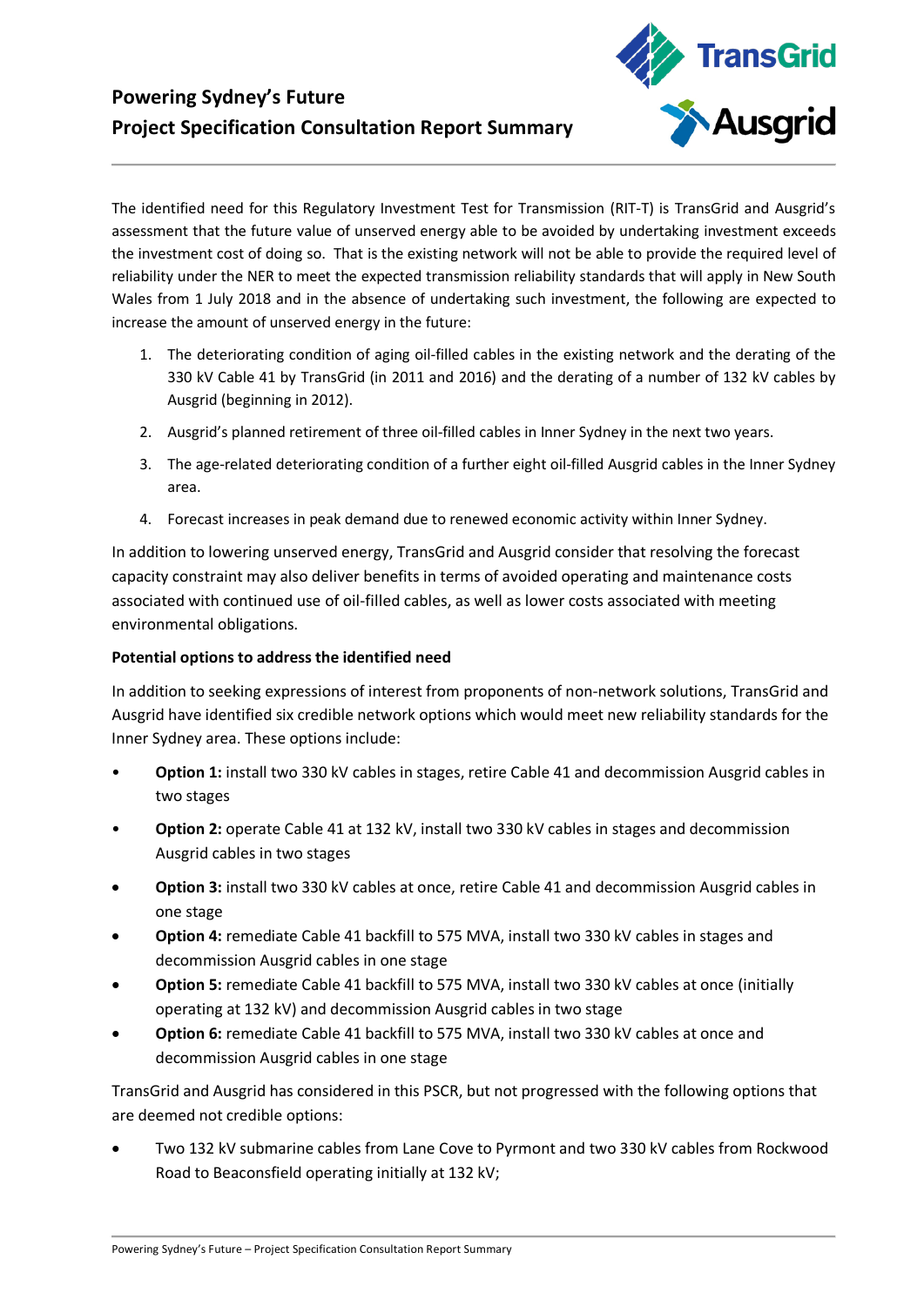## Powering Sydney's Future
## Project Specification Consultation Report Summary

The identified need for this Regulatory Investment Test for Transmission (RIT-T) is TransGrid and Ausgrid's assessment that the future value of unserved energy able to be avoided by undertaking investment exceeds the investment cost of doing so. That is the existing network will not be able to provide the required level of reliability under the NER to meet the expected transmission reliability standards that will apply in New South Wales from 1 July 2018 and in the absence of undertaking such investment, the following are expected to increase the amount of unserved energy in the future:

1. The deteriorating condition of aging oil-filled cables in the existing network and the derating of the 330 kV Cable 41 by TransGrid (in 2011 and 2016) and the derating of a number of 132 kV cables by Ausgrid (beginning in 2012).
2. Ausgrid's planned retirement of three oil-filled cables in Inner Sydney in the next two years.
3. The age-related deteriorating condition of a further eight oil-filled Ausgrid cables in the Inner Sydney area.
4. Forecast increases in peak demand due to renewed economic activity within Inner Sydney.

In addition to lowering unserved energy, TransGrid and Ausgrid consider that resolving the forecast capacity constraint may also deliver benefits in terms of avoided operating and maintenance costs associated with continued use of oil-filled cables, as well as lower costs associated with meeting environmental obligations.

**Potential options to address the identified need**

In addition to seeking expressions of interest from proponents of non-network solutions, TransGrid and Ausgrid have identified six credible network options which would meet new reliability standards for the Inner Sydney area. These options include:

- **Option 1:** install two 330 kV cables in stages, retire Cable 41 and decommission Ausgrid cables in two stages
- **Option 2:** operate Cable 41 at 132 kV, install two 330 kV cables in stages and decommission Ausgrid cables in two stages
- **Option 3:** install two 330 kV cables at once, retire Cable 41 and decommission Ausgrid cables in one stage
- **Option 4:** remediate Cable 41 backfill to 575 MVA, install two 330 kV cables in stages and decommission Ausgrid cables in one stage
- **Option 5:** remediate Cable 41 backfill to 575 MVA, install two 330 kV cables at once (initially operating at 132 kV) and decommission Ausgrid cables in two stage
- **Option 6:** remediate Cable 41 backfill to 575 MVA, install two 330 kV cables at once and decommission Ausgrid cables in one stage

TransGrid and Ausgrid has considered in this PSCR, but not progressed with the following options that are deemed not credible options:

- Two 132 kV submarine cables from Lane Cove to Pyrmont and two 330 kV cables from Rockwood Road to Beaconsfield operating initially at 132 kV;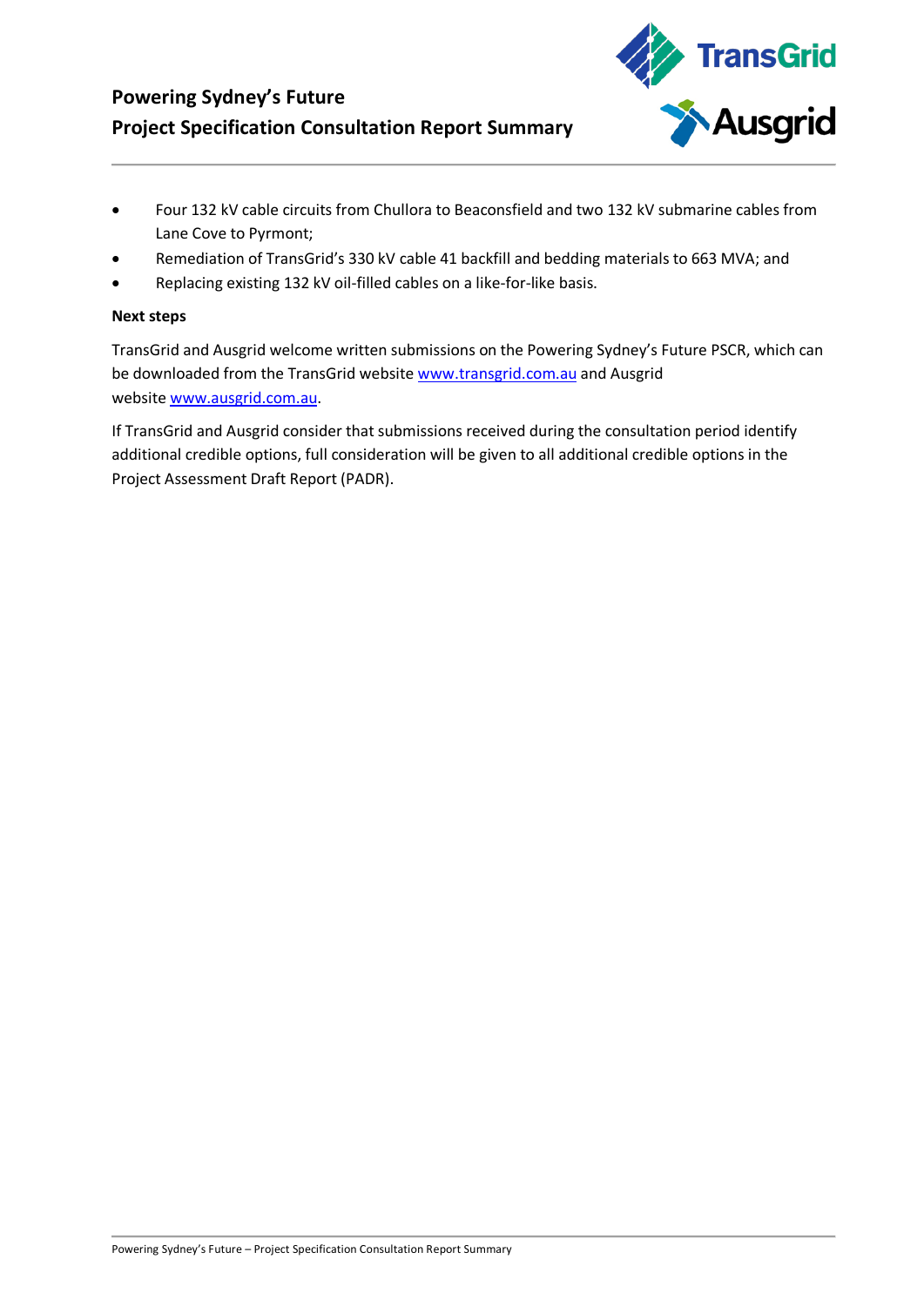- Four 132 kV cable circuits from Chullora to Beaconsfield and two 132 kV submarine cables from Lane Cove to Pyrmont;
- Remediation of TransGrid's 330 kV cable 41 backfill and bedding materials to 663 MVA; and
- Replacing existing 132 kV oil-filled cables on a like-for-like basis.

**Next steps**

TransGrid and Ausgrid welcome written submissions on the Powering Sydney's Future PSCR, which can be downloaded from the TransGrid website www.transgrid.com.au and Ausgrid website www.ausgrid.com.au.

If TransGrid and Ausgrid consider that submissions received during the consultation period identify additional credible options, full consideration will be given to all additional credible options in the Project Assessment Draft Report (PADR).